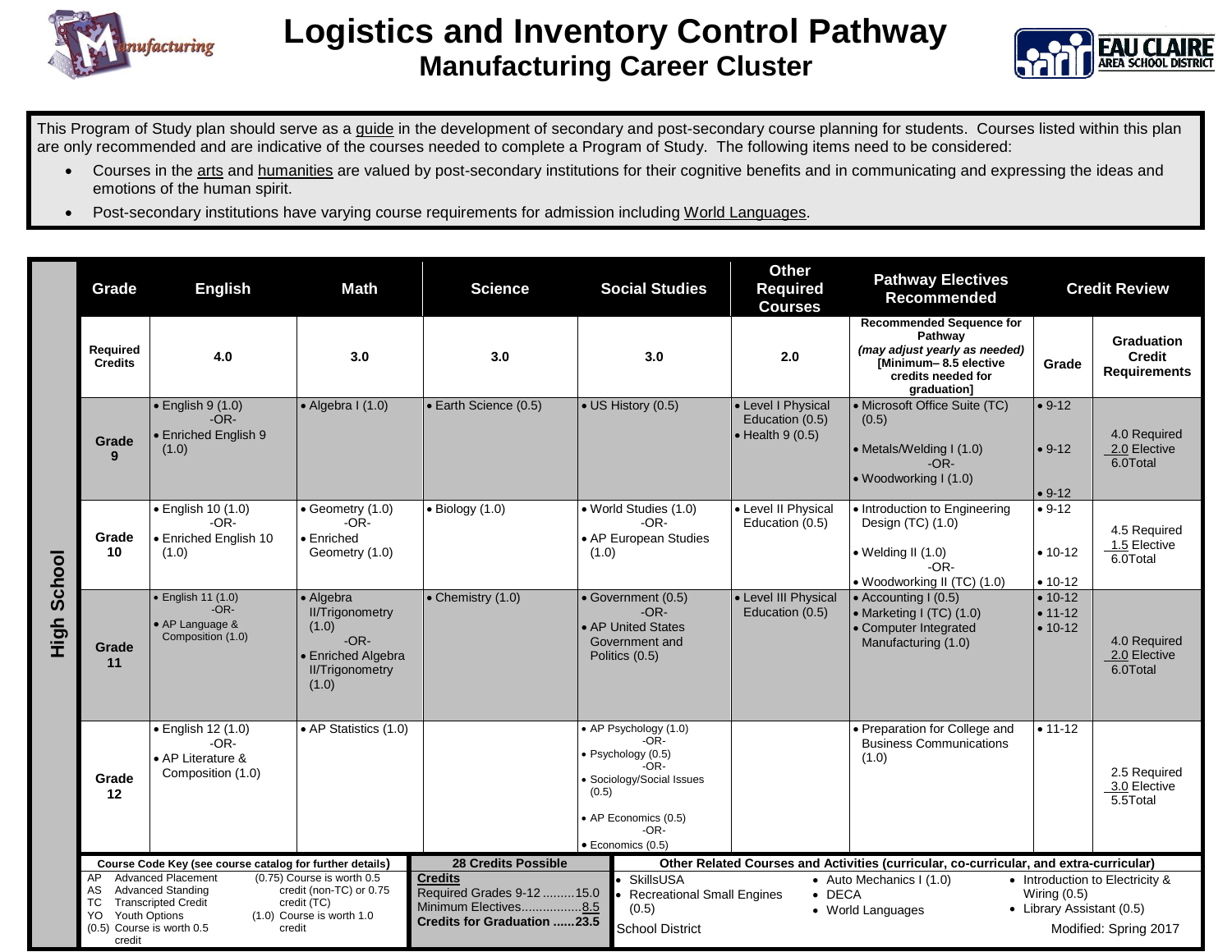# Logistics and Inventory Control Pathway

## Manufacturing Career Cluster

This Program of Study plan should serve as a guide in the development of secondary and post-secondary course planning for students. Courses listed within this plan are only recommended and are indicative of the courses needed to complete a Program of Study. The following items need to be considered:

- Courses in the arts and humanities are valued by post-secondary institutions for their cognitive benefits and in communicating and expressing the ideas and emotions of the human spirit.
- Post-secondary institutions have varying course requirements for admission including World Languages.

**High School**

| Grade | English | Math | Science | Social Studies | Other Required Courses | Pathway Electives Recommended | Grade | Credit Review |
|---|---|---|---|---|---|---|---|---|
| Required Credits | 4.0 | 3.0 | 3.0 | 3.0 | 2.0 | Recommended Sequence for Pathway *(may adjust yearly as needed)* [Minimum– 8.5 elective credits needed for graduation] | Grade | Graduation Credit Requirements |
| Grade 9 | • English 9 (1.0) -OR- • Enriched English 9 (1.0) | • Algebra I (1.0) | • Earth Science (0.5) | • US History (0.5) | • Level I Physical Education (0.5) • Health 9 (0.5) | • Microsoft Office Suite (TC) (0.5) • Metals/Welding I (1.0) -OR- • Woodworking I (1.0) | • 9-12 • 9-12 • 9-12 | 4.0 Required 2.0 Elective 6.0Total |
| Grade 10 | • English 10 (1.0) -OR- • Enriched English 10 (1.0) | • Geometry (1.0) -OR- • Enriched Geometry (1.0) | • Biology (1.0) | • World Studies (1.0) -OR- • AP European Studies (1.0) | • Level II Physical Education (0.5) | • Introduction to Engineering Design (TC) (1.0) • Welding II (1.0) -OR- • Woodworking II (TC) (1.0) | • 9-12 • 10-12 • 10-12 | 4.5 Required 1.5 Elective 6.0Total |
| Grade 11 | • English 11 (1.0) -OR- • AP Language & Composition (1.0) | • Algebra II/Trigonometry (1.0) -OR- • Enriched Algebra II/Trigonometry (1.0) | • Chemistry (1.0) | • Government (0.5) -OR- • AP United States Government and Politics (0.5) | • Level III Physical Education (0.5) | • Accounting I (0.5) • Marketing I (TC) (1.0) • Computer Integrated Manufacturing (1.0) | • 10-12 • 11-12 • 10-12 | 4.0 Required 2.0 Elective 6.0Total |
| Grade 12 | • English 12 (1.0) -OR- • AP Literature & Composition (1.0) | • AP Statistics (1.0) | | • AP Psychology (1.0) -OR- • Psychology (0.5) -OR- • Sociology/Social Issues (0.5) • AP Economics (0.5) -OR- • Economics (0.5) | | • Preparation for College and Business Communications (1.0) | • 11-12 | 2.5 Required 3.0 Elective 5.5Total |

**Course Code Key (see course catalog for further details)**

- AP Advanced Placement
- AS Advanced Standing
- TC Transcripted Credit
- YO Youth Options
- (0.5) Course is worth 0.5 credit
- (0.75) Course is worth 0.5 credit (non-TC) or 0.75 credit (TC)
- (1.0) Course is worth 1.0 credit

**28 Credits Possible**

| **Credits** | |
|---|---|
| Required Grades 9-12 | 15.0 |
| Minimum Electives | 8.5 |
| **Credits for Graduation** | **23.5** |

**Other Related Courses and Activities (curricular, co-curricular, and extra-curricular)**

- SkillsUSA
- Recreational Small Engines (0.5)
- Auto Mechanics I (1.0)
- DECA
- World Languages
- Introduction to Electricity & Wiring (0.5)
- Library Assistant (0.5)

School District

Modified: Spring 2017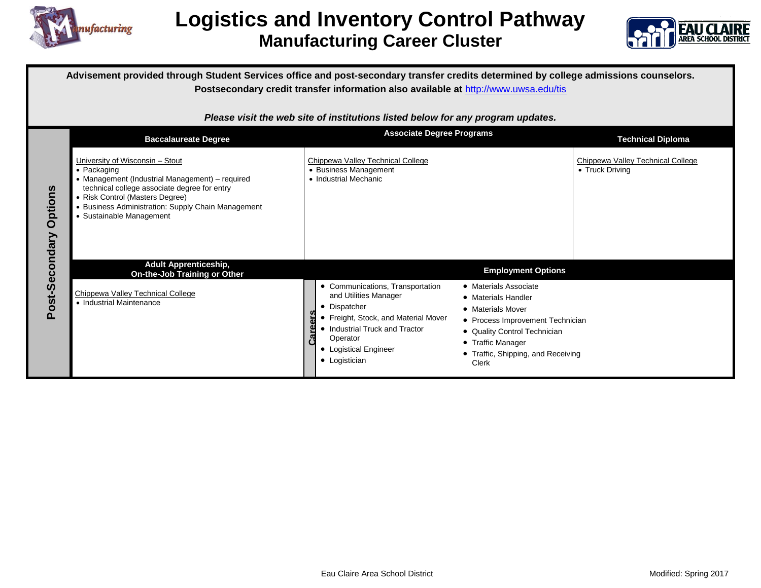# Logistics and Inventory Control Pathway

## Manufacturing Career Cluster

**Advisement provided through Student Services office and post-secondary transfer credits determined by college admissions counselors.**
**Postsecondary credit transfer information also available at** http://www.uwsa.edu/tis

***Please visit the web site of institutions listed below for any program updates.***

### Post-Secondary Options

| Baccalaureate Degree | Associate Degree Programs | Technical Diploma |
|---|---|---|
| University of Wisconsin – Stout<br>• Packaging<br>• Management (Industrial Management) – required technical college associate degree for entry<br>• Risk Control (Masters Degree)<br>• Business Administration: Supply Chain Management<br>• Sustainable Management | Chippewa Valley Technical College<br>• Business Management<br>• Industrial Mechanic | Chippewa Valley Technical College<br>• Truck Driving |

| Adult Apprenticeship, On-the-Job Training or Other | Employment Options | |
|---|---|---|
| Chippewa Valley Technical College<br>• Industrial Maintenance | **Careers**<br>• Communications, Transportation and Utilities Manager<br>• Dispatcher<br>• Freight, Stock, and Material Mover<br>• Industrial Truck and Tractor Operator<br>• Logistical Engineer<br>• Logistician | • Materials Associate<br>• Materials Handler<br>• Materials Mover<br>• Process Improvement Technician<br>• Quality Control Technician<br>• Traffic Manager<br>• Traffic, Shipping, and Receiving Clerk |

Eau Claire Area School District

Modified: Spring 2017